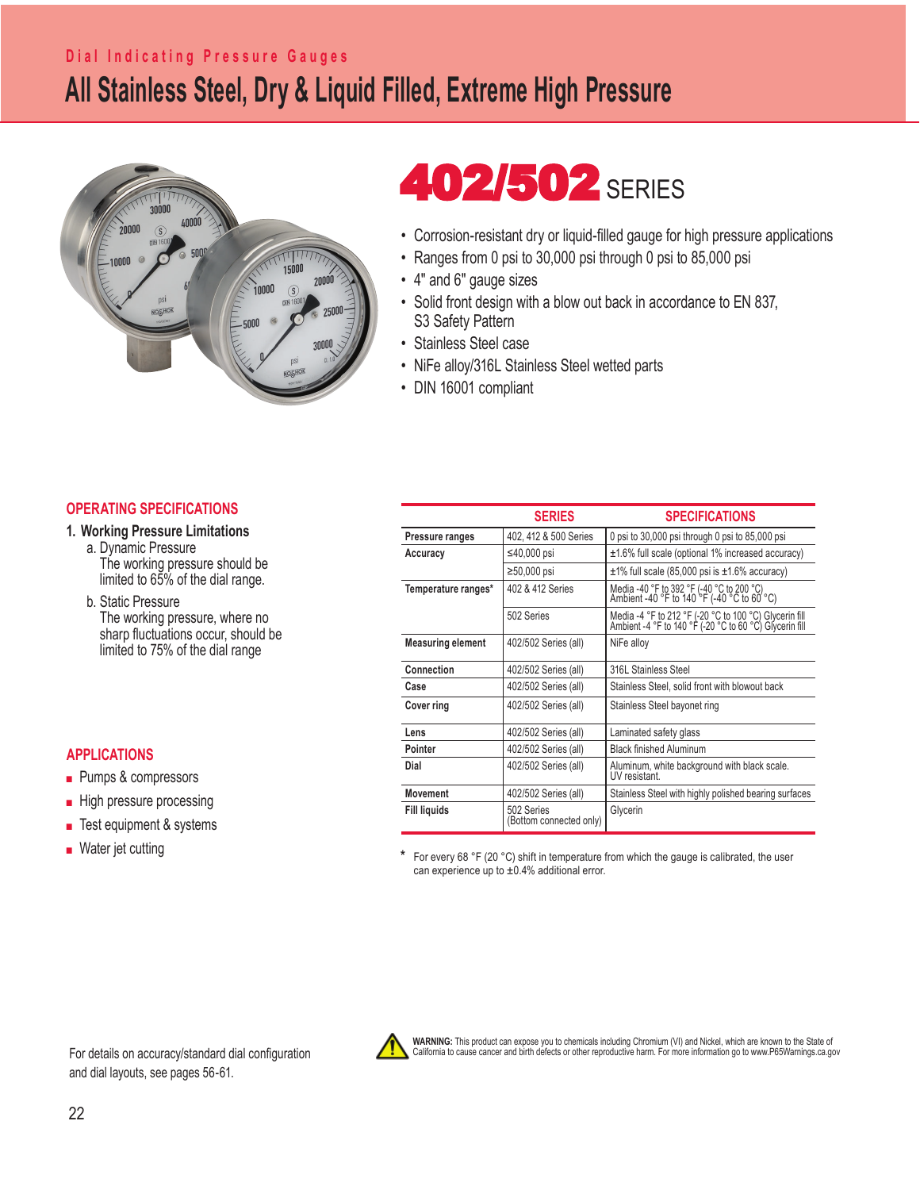Dial Indicating Pressure Gauges

# All Stainless Steel, Dry & Liquid Filled, Extreme High Pressure

## 402/502 SERIES

- Corrosion-resistant dry or liquid-filled gauge for high pressure applications
- Ranges from 0 psi to 30,000 psi through 0 psi to 85,000 psi
- 4" and 6" gauge sizes
- Solid front design with a blow out back in accordance to EN 837, S3 Safety Pattern
- Stainless Steel case
- NiFe alloy/316L Stainless Steel wetted parts
- DIN 16001 compliant

## OPERATING SPECIFICATIONS

1. **Working Pressure Limitations**
   a. Dynamic Pressure
      The working pressure should be limited to 65% of the dial range.
   b. Static Pressure
      The working pressure, where no sharp fluctuations occur, should be limited to 75% of the dial range.

| | SERIES | SPECIFICATIONS |
|---|---|---|
| **Pressure ranges** | 402, 412 & 500 Series | 0 psi to 30,000 psi through 0 psi to 85,000 psi |
| **Accuracy** | ≤40,000 psi | ±1.6% full scale (optional 1% increased accuracy) |
| | ≥50,000 psi | ±1% full scale (85,000 psi is ±1.6% accuracy) |
| **Temperature ranges*** | 402 & 412 Series | Media -40 °F to 392 °F (-40 °C to 200 °C) Ambient -40 °F to 140 °F (-40 °C to 60 °C) |
| | 502 Series | Media -4 °F to 212 °F (-20 °C to 100 °C) Glycerin fill Ambient -4 °F to 140 °F (-20 °C to 60 °C) Glycerin fill |
| **Measuring element** | 402/502 Series (all) | NiFe alloy |
| **Connection** | 402/502 Series (all) | 316L Stainless Steel |
| **Case** | 402/502 Series (all) | Stainless Steel, solid front with blowout back |
| **Cover ring** | 402/502 Series (all) | Stainless Steel bayonet ring |
| **Lens** | 402/502 Series (all) | Laminated safety glass |
| **Pointer** | 402/502 Series (all) | Black finished Aluminum |
| **Dial** | 402/502 Series (all) | Aluminum, white background with black scale. UV resistant. |
| **Movement** | 402/502 Series (all) | Stainless Steel with highly polished bearing surfaces |
| **Fill liquids** | 502 Series (Bottom connected only) | Glycerin |

\* For every 68 °F (20 °C) shift in temperature from which the gauge is calibrated, the user can experience up to ±0.4% additional error.

## APPLICATIONS

- Pumps & compressors
- High pressure processing
- Test equipment & systems
- Water jet cutting

For details on accuracy/standard dial configuration and dial layouts, see pages 56-61.

**WARNING:** This product can expose you to chemicals including Chromium (VI) and Nickel, which are known to the State of California to cause cancer and birth defects or other reproductive harm. For more information go to www.P65Warnings.ca.gov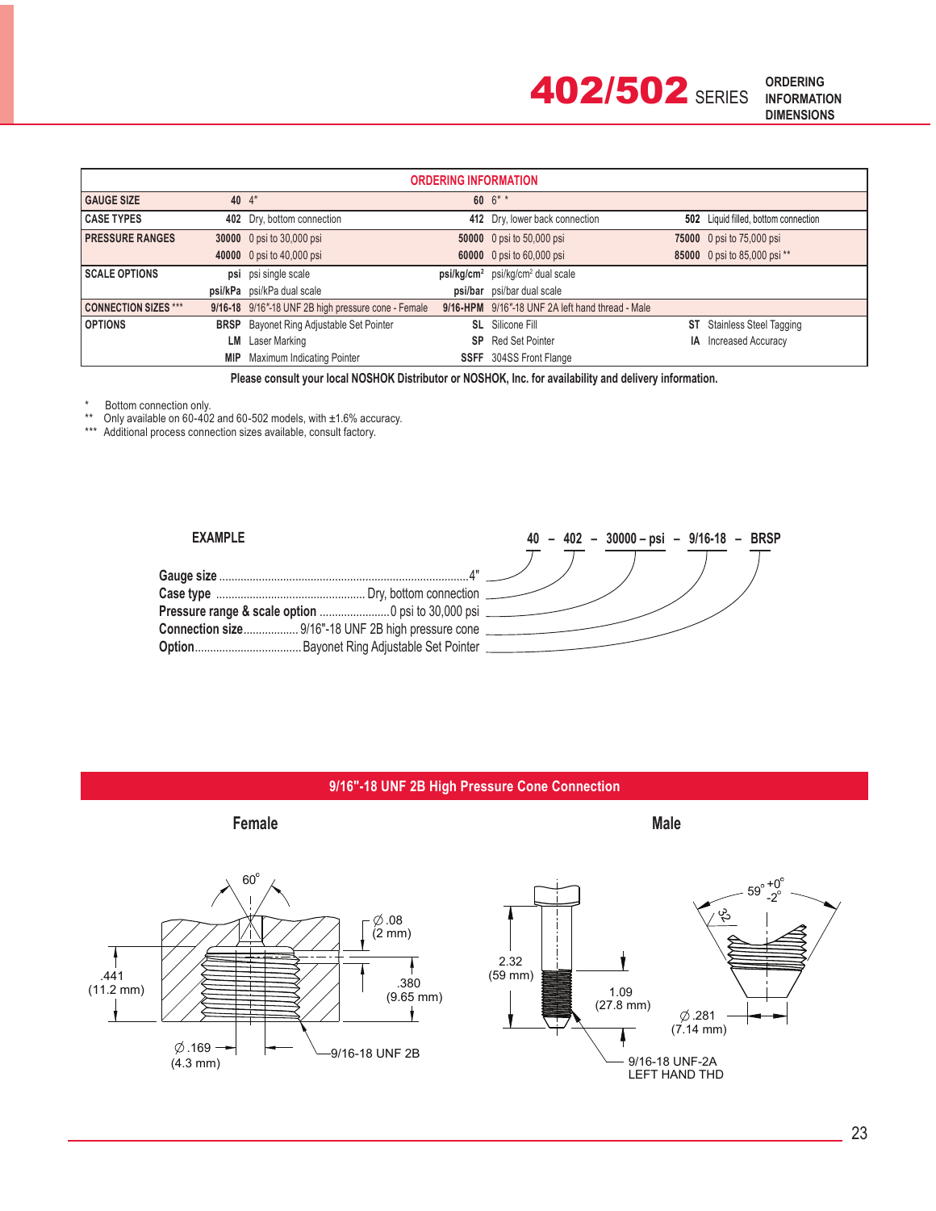# 402/502 SERIES

ORDERING INFORMATION DIMENSIONS

| ORDERING INFORMATION | | | | | | |
|---|---|---|---|---|---|---|
| GAUGE SIZE | 40 | 4" | 60 | 6" * | | |
| CASE TYPES | 402 | Dry, bottom connection | 412 | Dry, lower back connection | 502 | Liquid filled, bottom connection |
| PRESSURE RANGES | 30000 | 0 psi to 30,000 psi | 50000 | 0 psi to 50,000 psi | 75000 | 0 psi to 75,000 psi |
| | 40000 | 0 psi to 40,000 psi | 60000 | 0 psi to 60,000 psi | 85000 | 0 psi to 85,000 psi ** |
| SCALE OPTIONS | psi | psi single scale | psi/kg/cm² | psi/kg/cm² dual scale | | |
| | psi/kPa | psi/kPa dual scale | psi/bar | psi/bar dual scale | | |
| CONNECTION SIZES *** | 9/16-18 | 9/16"-18 UNF 2B high pressure cone - Female | 9/16-HPM | 9/16"-18 UNF 2A left hand thread - Male | | |
| OPTIONS | BRSP | Bayonet Ring Adjustable Set Pointer | SL | Silicone Fill | ST | Stainless Steel Tagging |
| | LM | Laser Marking | SP | Red Set Pointer | IA | Increased Accuracy |
| | MIP | Maximum Indicating Pointer | SSFF | 304SS Front Flange | | |

**Please consult your local NOSHOK Distributor or NOSHOK, Inc. for availability and delivery information.**

\* Bottom connection only.
** Only available on 60-402 and 60-502 models, with ±1.6% accuracy.
*** Additional process connection sizes available, consult factory.

**EXAMPLE**

40 – 402 – 30000 – psi – 9/16-18 – BRSP

**Gauge size** .......... 4"
**Case type** .......... Dry, bottom connection
**Pressure range & scale option** .......... 0 psi to 30,000 psi
**Connection size** .......... 9/16"-18 UNF 2B high pressure cone
**Option** .......... Bayonet Ring Adjustable Set Pointer

## 9/16"-18 UNF 2B High Pressure Cone Connection

**Female**

60° ; Ø .08 (2 mm) ; .441 (11.2 mm) ; .380 (9.65 mm) ; Ø .169 (4.3 mm) ; 9/16-18 UNF 2B

**Male**

2.32 (59 mm) ; 1.09 (27.8 mm) ; 59° +0° -2° ; 32 ; Ø .281 (7.14 mm) ; 9/16-18 UNF-2A LEFT HAND THD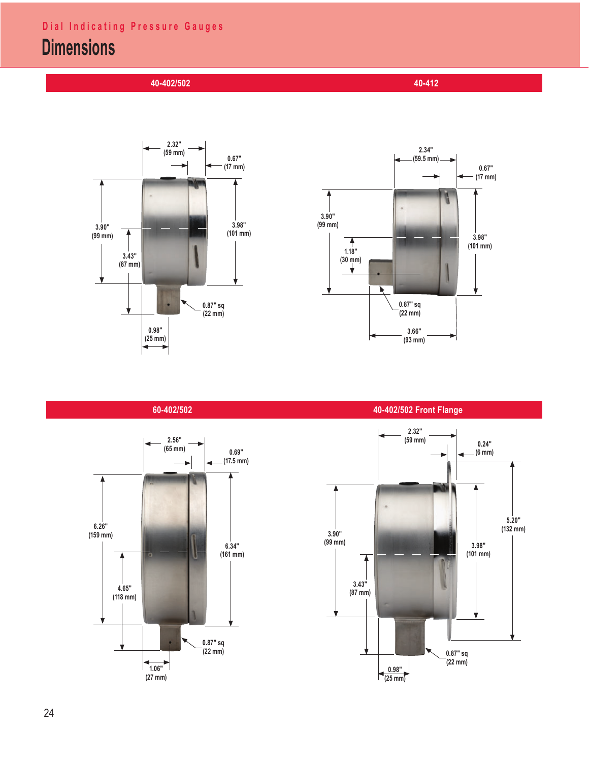Dial Indicating Pressure Gauges

# Dimensions

## 40-402/502

2.32" (59 mm)
0.67" (17 mm)
3.90" (99 mm)
3.98" (101 mm)
3.43" (87 mm)
0.87" sq (22 mm)
0.98" (25 mm)

## 40-412

2.34" (59.5 mm)
0.67" (17 mm)
3.90" (99 mm)
3.98" (101 mm)
1.18" (30 mm)
0.87" sq (22 mm)
3.66" (93 mm)

## 60-402/502

2.56" (65 mm)
0.69" (17.5 mm)
6.26" (159 mm)
6.34" (161 mm)
4.65" (118 mm)
0.87" sq (22 mm)
1.06" (27 mm)

## 40-402/502 Front Flange

2.32" (59 mm)
0.24" (6 mm)
5.20" (132 mm)
3.90" (99 mm)
3.98" (101 mm)
3.43" (87 mm)
0.87" sq (22 mm)
0.98" (25 mm)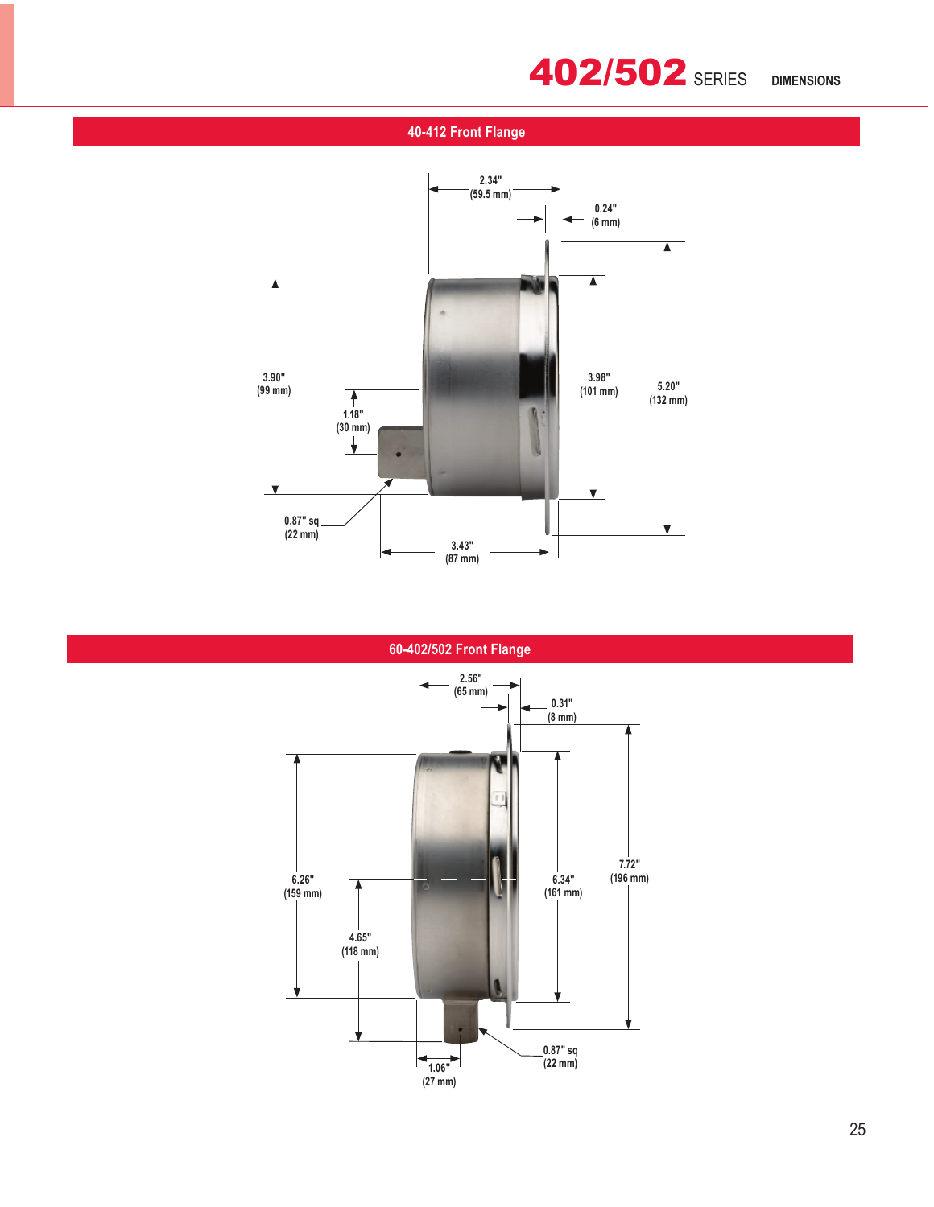## 40-412 Front Flange

2.34"
(59.5 mm)

0.24"
(6 mm)

3.90"
(99 mm)

1.18"
(30 mm)

3.98"
(101 mm)

5.20"
(132 mm)

0.87" sq
(22 mm)

3.43"
(87 mm)

## 60-402/502 Front Flange

2.56"
(65 mm)

0.31"
(8 mm)

6.26"
(159 mm)

4.65"
(118 mm)

6.34"
(161 mm)

7.72"
(196 mm)

0.87" sq
(22 mm)

1.06"
(27 mm)